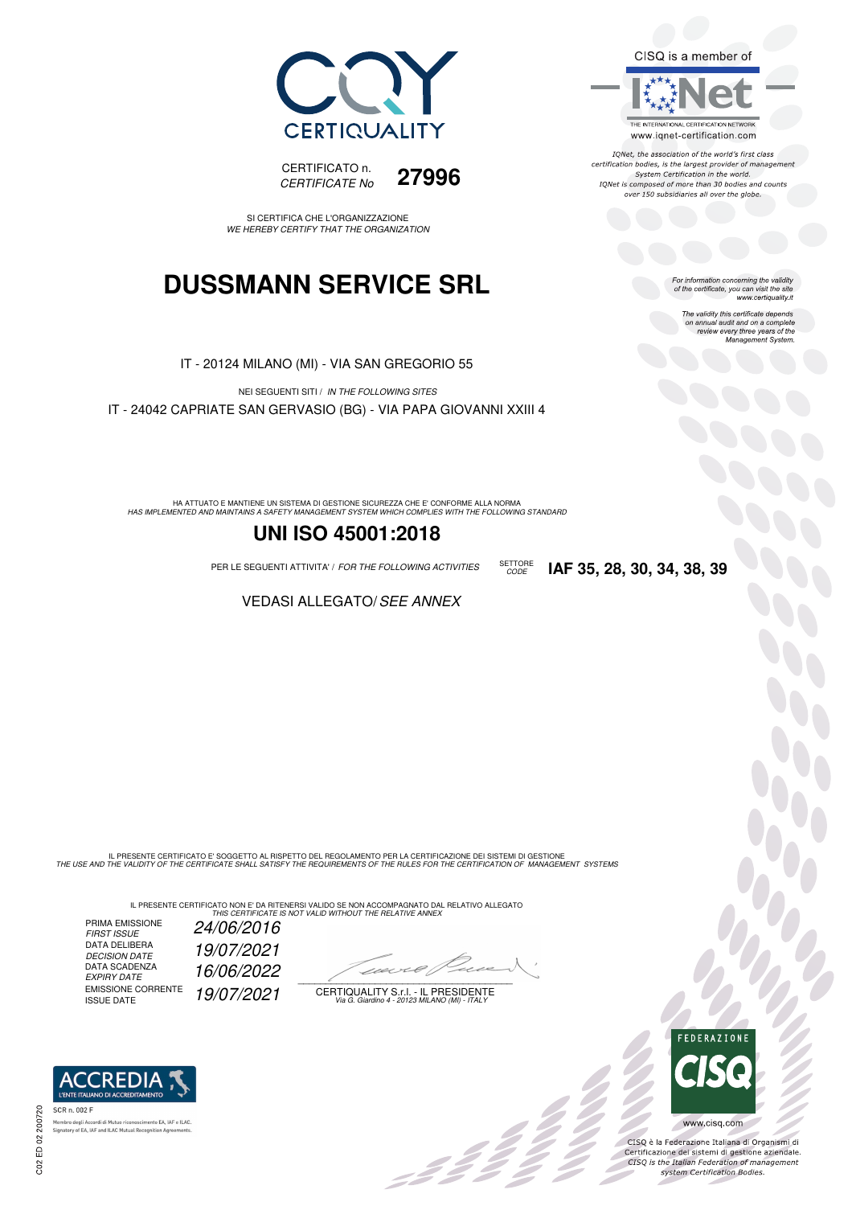CERTIQUALITY

CERTIFICATO n. *CERTIFICATE No* **27996**

SI CERTIFICA CHE L'ORGANIZZAZIONE
*WE HEREBY CERTIFY THAT THE ORGANIZATION*

# DUSSMANN SERVICE SRL

IT - 20124 MILANO (MI) - VIA SAN GREGORIO 55

NEI SEGUENTI SITI / *IN THE FOLLOWING SITES*

IT - 24042 CAPRIATE SAN GERVASIO (BG) - VIA PAPA GIOVANNI XXIII 4

HA ATTUATO E MANTIENE UN SISTEMA DI GESTIONE SICUREZZA CHE E' CONFORME ALLA NORMA
*HAS IMPLEMENTED AND MAINTAINS A SAFETY MANAGEMENT SYSTEM WHICH COMPLIES WITH THE FOLLOWING STANDARD*

## UNI ISO 45001:2018

PER LE SEGUENTI ATTIVITA' / *FOR THE FOLLOWING ACTIVITIES* SETTORE *CODE* **IAF 35, 28, 30, 34, 38, 39**

VEDASI ALLEGATO/ *SEE ANNEX*

CISQ is a member of IQNet

THE INTERNATIONAL CERTIFICATION NETWORK
www.iqnet-certification.com

*IQNet, the association of the world's first class certification bodies, is the largest provider of management System Certification in the world. IQNet is composed of more than 30 bodies and counts over 150 subsidiaries all over the globe.*

*For information concerning the validity of the certificate, you can visit the site www.certiquality.it*

*The validity this certificate depends on annual audit and on a complete review every three years of the Management System.*

IL PRESENTE CERTIFICATO E' SOGGETTO AL RISPETTO DEL REGOLAMENTO PER LA CERTIFICAZIONE DEI SISTEMI DI GESTIONE
*THE USE AND THE VALIDITY OF THE CERTIFICATE SHALL SATISFY THE REQUIREMENTS OF THE RULES FOR THE CERTIFICATION OF MANAGEMENT SYSTEMS*

IL PRESENTE CERTIFICATO NON E' DA RITENERSI VALIDO SE NON ACCOMPAGNATO DAL RELATIVO ALLEGATO
*THIS CERTIFICATE IS NOT VALID WITHOUT THE RELATIVE ANNEX*

| | |
|---|---|
| PRIMA EMISSIONE *FIRST ISSUE* | *24/06/2016* |
| DATA DELIBERA *DECISION DATE* | *19/07/2021* |
| DATA SCADENZA *EXPIRY DATE* | *16/06/2022* |
| EMISSIONE CORRENTE *ISSUE DATE* | *19/07/2021* |

CERTIQUALITY S.r.l. - IL PRESIDENTE
*Via G. Giardino 4 - 20123 MILANO (MI) - ITALY*

ACCREDIA L'ENTE ITALIANO DI ACCREDITAMENTO
SCR n. 002 F
Membro degli Accordi di Mutuo riconoscimento EA, IAF e ILAC.
Signatory of EA, IAF and ILAC Mutual Recognition Agreements.

FEDERAZIONE CISQ
www.cisq.com
CISQ è la Federazione Italiana di Organismi di Certificazione dei sistemi di gestione aziendale.
*CISQ is the Italian Federation of management system Certification Bodies.*

C02 ED 02 200720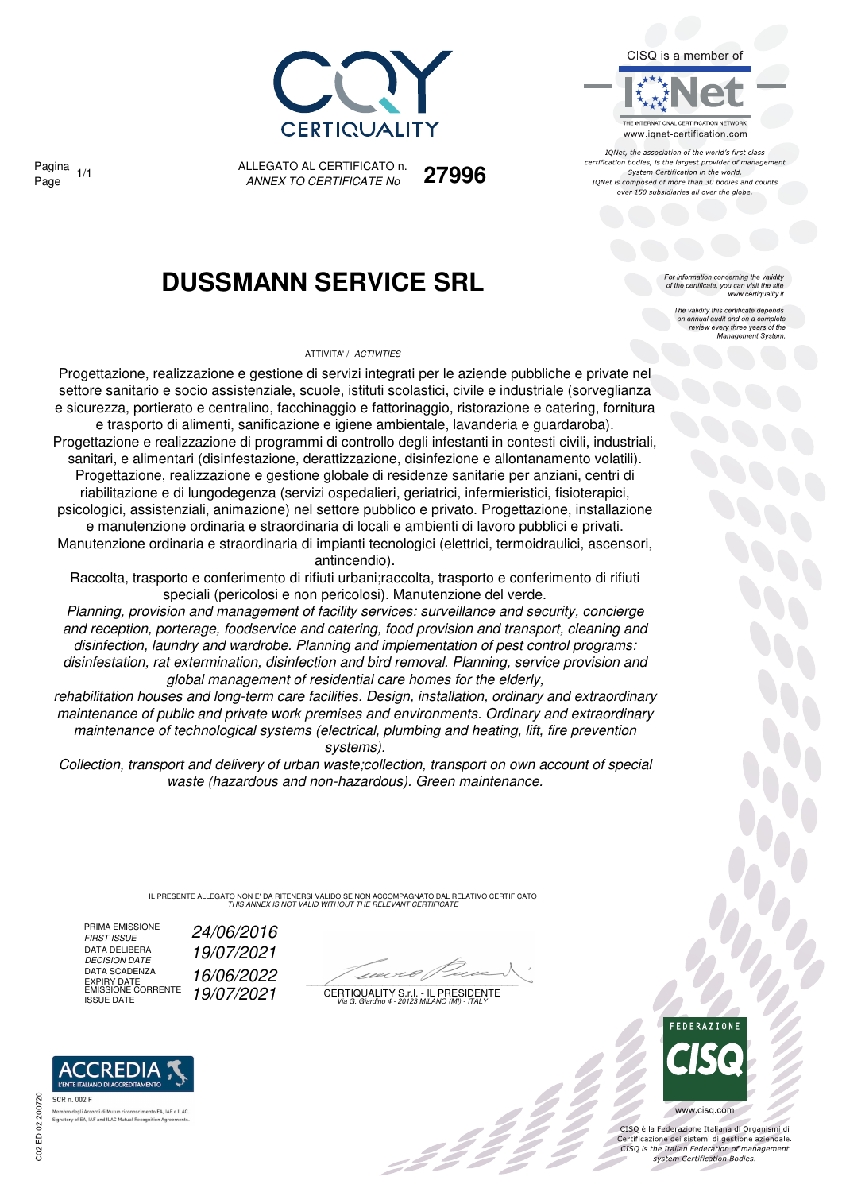CERTIQUALITY

CISQ is a member of

IQNet

THE INTERNATIONAL CERTIFICATION NETWORK
www.iqnet-certification.com

*IQNet, the association of the world's first class certification bodies, is the largest provider of management System Certification in the world. IQNet is composed of more than 30 bodies and counts over 150 subsidiaries all over the globe.*

Pagina / *Page* 1/1

ALLEGATO AL CERTIFICATO n. / *ANNEX TO CERTIFICATE No* **27996**

# DUSSMANN SERVICE SRL

*For information concerning the validity of the certificate, you can visit the site www.certiquality.it*

*The validity this certificate depends on annual audit and on a complete review every three years of the Management System.*

ATTIVITA' / *ACTIVITIES*

Progettazione, realizzazione e gestione di servizi integrati per le aziende pubbliche e private nel settore sanitario e socio assistenziale, scuole, istituti scolastici, civile e industriale (sorveglianza e sicurezza, portierato e centralino, facchinaggio e fattorinaggio, ristorazione e catering, fornitura e trasporto di alimenti, sanificazione e igiene ambientale, lavanderia e guardaroba). Progettazione e realizzazione di programmi di controllo degli infestanti in contesti civili, industriali, sanitari, e alimentari (disinfestazione, derattizzazione, disinfezione e allontanamento volatili). Progettazione, realizzazione e gestione globale di residenze sanitarie per anziani, centri di riabilitazione e di lungodegenza (servizi ospedalieri, geriatrici, infermieristici, fisioterapici, psicologici, assistenziali, animazione) nel settore pubblico e privato. Progettazione, installazione e manutenzione ordinaria e straordinaria di locali e ambienti di lavoro pubblici e privati. Manutenzione ordinaria e straordinaria di impianti tecnologici (elettrici, termoidraulici, ascensori, antincendio).

Raccolta, trasporto e conferimento di rifiuti urbani;raccolta, trasporto e conferimento di rifiuti speciali (pericolosi e non pericolosi). Manutenzione del verde.

*Planning, provision and management of facility services: surveillance and security, concierge and reception, porterage, foodservice and catering, food provision and transport, cleaning and disinfection, laundry and wardrobe. Planning and implementation of pest control programs: disinfestation, rat extermination, disinfection and bird removal. Planning, service provision and global management of residential care homes for the elderly, rehabilitation houses and long-term care facilities. Design, installation, ordinary and extraordinary maintenance of public and private work premises and environments. Ordinary and extraordinary maintenance of technological systems (electrical, plumbing and heating, lift, fire prevention systems).*

*Collection, transport and delivery of urban waste;collection, transport on own account of special waste (hazardous and non-hazardous). Green maintenance.*

IL PRESENTE ALLEGATO NON E' DA RITENERSI VALIDO SE NON ACCOMPAGNATO DAL RELATIVO CERTIFICATO
*THIS ANNEX IS NOT VALID WITHOUT THE RELEVANT CERTIFICATE*

| | |
|---|---|
| PRIMA EMISSIONE / *FIRST ISSUE* | *24/06/2016* |
| DATA DELIBERA / *DECISION DATE* | *19/07/2021* |
| DATA SCADENZA / *EXPIRY DATE* | *16/06/2022* |
| EMISSIONE CORRENTE / *ISSUE DATE* | *19/07/2021* |

CERTIQUALITY S.r.l. - IL PRESIDENTE
*Via G. Giardino 4 - 20123 MILANO (MI) - ITALY*

ACCREDIA
L'ENTE ITALIANO DI ACCREDITAMENTO
SCR n. 002 F
Membro degli Accordi di Mutuo riconoscimento EA, IAF e ILAC.
Signatory of EA, IAF and ILAC Mutual Recognition Agreements.

C02 ED 02 200720

FEDERAZIONE CISQ
www.cisq.com

CISQ è la Federazione Italiana di Organismi di Certificazione dei sistemi di gestione aziendale.
*CISQ is the Italian Federation of management system Certification Bodies.*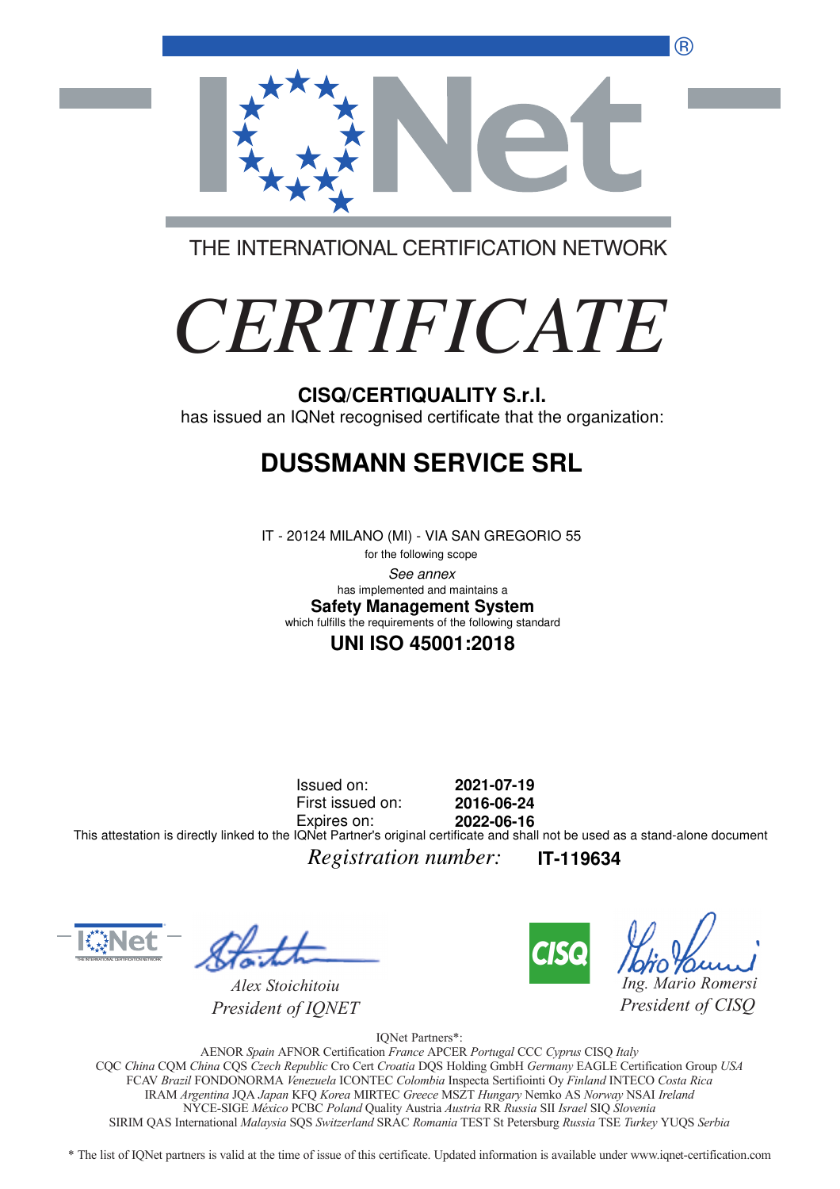THE INTERNATIONAL CERTIFICATION NETWORK

# *CERTIFICATE*

**CISQ/CERTIQUALITY S.r.l.**

has issued an IQNet recognised certificate that the organization:

## DUSSMANN SERVICE SRL

IT - 20124 MILANO (MI) - VIA SAN GREGORIO 55

for the following scope

*See annex*

has implemented and maintains a

**Safety Management System**

which fulfills the requirements of the following standard

**UNI ISO 45001:2018**

Issued on: **2021-07-19**
First issued on: **2016-06-24**
Expires on: **2022-06-16**

This attestation is directly linked to the IQNet Partner's original certificate and shall not be used as a stand-alone document

*Registration number:* **IT-119634**

*Alex Stoichitoiu*
*President of IQNET*

*Ing. Mario Romersi*
*President of CISQ*

IQNet Partners*:

AENOR *Spain* AFNOR Certification *France* APCER *Portugal* CCC *Cyprus* CISQ *Italy*
CQC *China* CQM *China* CQS *Czech Republic* Cro Cert *Croatia* DQS Holding GmbH *Germany* EAGLE Certification Group *USA*
FCAV *Brazil* FONDONORMA *Venezuela* ICONTEC *Colombia* Inspecta Sertifiointi Oy *Finland* INTECO *Costa Rica*
IRAM *Argentina* JQA *Japan* KFQ *Korea* MIRTEC *Greece* MSZT *Hungary* Nemko AS *Norway* NSAI *Ireland*
NYCE-SIGE *México* PCBC *Poland* Quality Austria *Austria* RR *Russia* SII *Israel* SIQ *Slovenia*
SIRIM QAS International *Malaysia* SQS *Switzerland* SRAC *Romania* TEST St Petersburg *Russia* TSE *Turkey* YUQS *Serbia*

* The list of IQNet partners is valid at the time of issue of this certificate. Updated information is available under www.iqnet-certification.com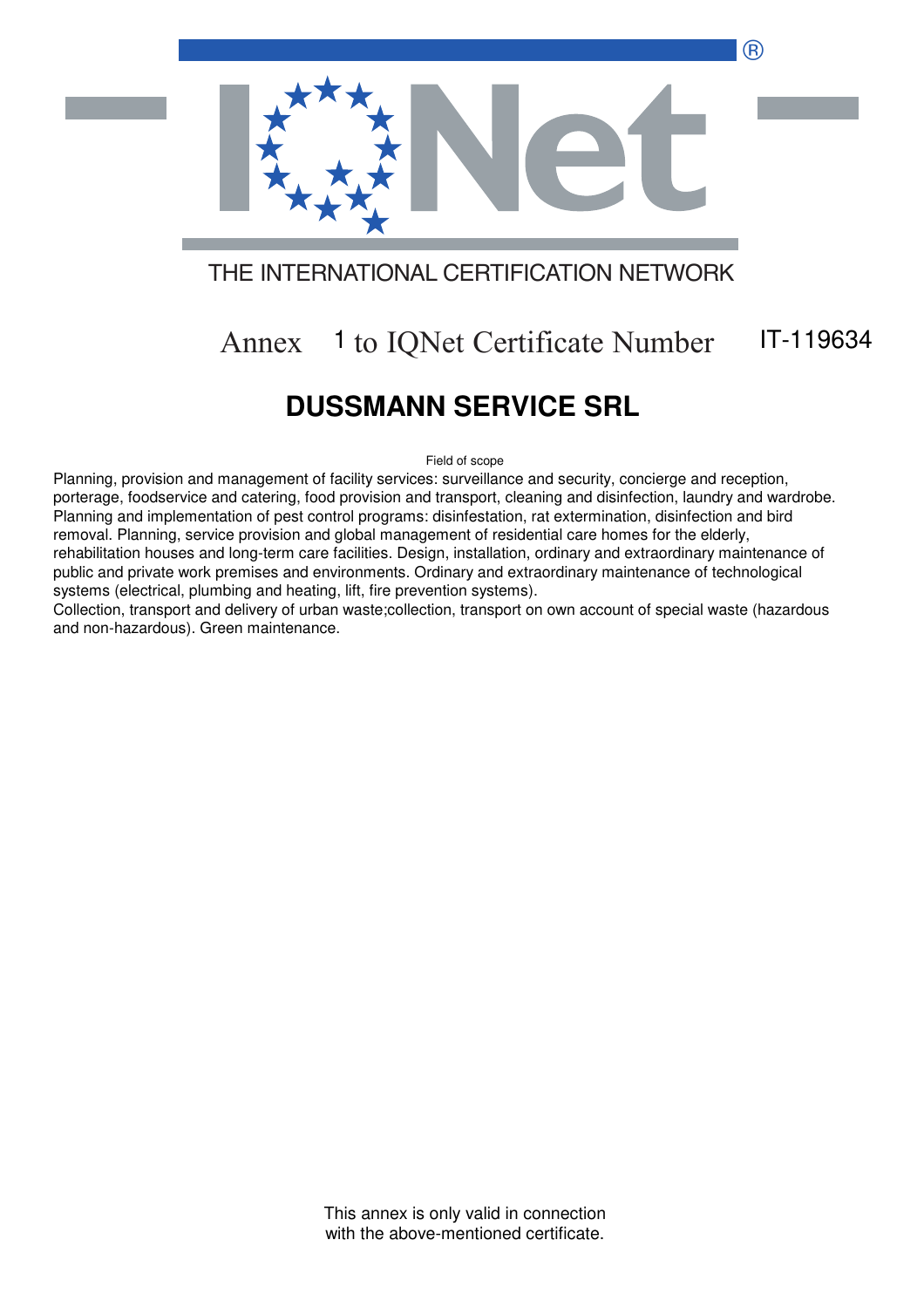THE INTERNATIONAL CERTIFICATION NETWORK

Annex 1 to IQNet Certificate Number IT-119634

# DUSSMANN SERVICE SRL

Field of scope

Planning, provision and management of facility services: surveillance and security, concierge and reception, porterage, foodservice and catering, food provision and transport, cleaning and disinfection, laundry and wardrobe. Planning and implementation of pest control programs: disinfestation, rat extermination, disinfection and bird removal. Planning, service provision and global management of residential care homes for the elderly, rehabilitation houses and long-term care facilities. Design, installation, ordinary and extraordinary maintenance of public and private work premises and environments. Ordinary and extraordinary maintenance of technological systems (electrical, plumbing and heating, lift, fire prevention systems).
Collection, transport and delivery of urban waste;collection, transport on own account of special waste (hazardous and non-hazardous). Green maintenance.

This annex is only valid in connection with the above-mentioned certificate.